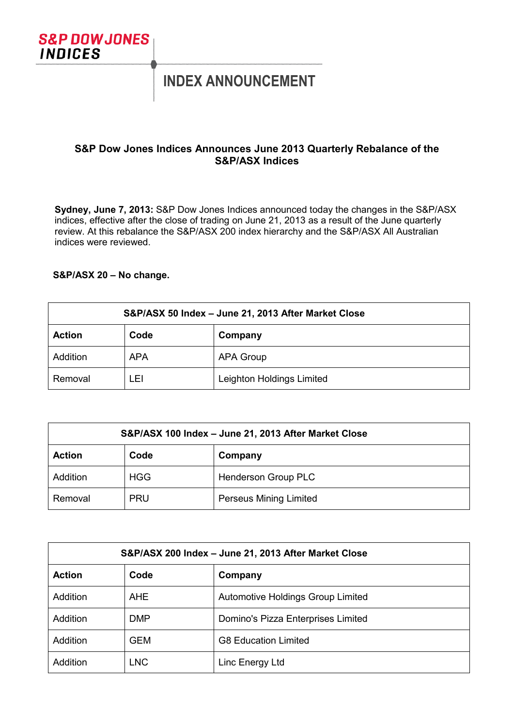S&P DOW JONES INDICES

# INDEX ANNOUNCEMENT

## S&P Dow Jones Indices Announces June 2013 Quarterly Rebalance of the S&P/ASX Indices

**Sydney, June 7, 2013:** S&P Dow Jones Indices announced today the changes in the S&P/ASX indices, effective after the close of trading on June 21, 2013 as a result of the June quarterly review. At this rebalance the S&P/ASX 200 index hierarchy and the S&P/ASX All Australian indices were reviewed.

**S&P/ASX 20 – No change.**

| S&P/ASX 50 Index – June 21, 2013 After Market Close | | |
|---|---|---|
| **Action** | **Code** | **Company** |
| Addition | APA | APA Group |
| Removal | LEI | Leighton Holdings Limited |

| S&P/ASX 100 Index – June 21, 2013 After Market Close | | |
|---|---|---|
| **Action** | **Code** | **Company** |
| Addition | HGG | Henderson Group PLC |
| Removal | PRU | Perseus Mining Limited |

| S&P/ASX 200 Index – June 21, 2013 After Market Close | | |
|---|---|---|
| **Action** | **Code** | **Company** |
| Addition | AHE | Automotive Holdings Group Limited |
| Addition | DMP | Domino's Pizza Enterprises Limited |
| Addition | GEM | G8 Education Limited |
| Addition | LNC | Linc Energy Ltd |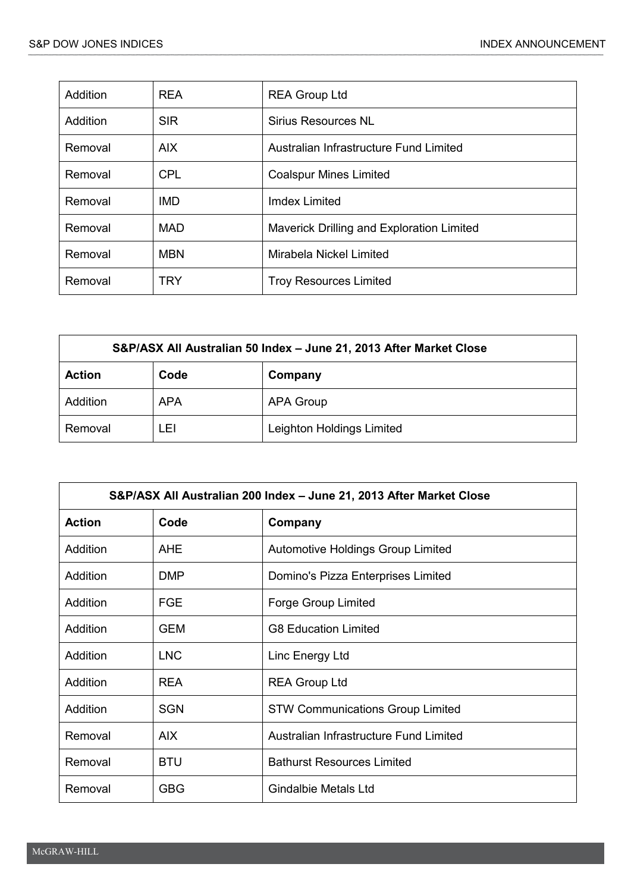| | | |
|---|---|---|
| Addition | REA | REA Group Ltd |
| Addition | SIR | Sirius Resources NL |
| Removal | AIX | Australian Infrastructure Fund Limited |
| Removal | CPL | Coalspur Mines Limited |
| Removal | IMD | Imdex Limited |
| Removal | MAD | Maverick Drilling and Exploration Limited |
| Removal | MBN | Mirabela Nickel Limited |
| Removal | TRY | Troy Resources Limited |

| S&P/ASX All Australian 50 Index – June 21, 2013 After Market Close | | |
|---|---|---|
| **Action** | **Code** | **Company** |
| Addition | APA | APA Group |
| Removal | LEI | Leighton Holdings Limited |

| S&P/ASX All Australian 200 Index – June 21, 2013 After Market Close | | |
|---|---|---|
| **Action** | **Code** | **Company** |
| Addition | AHE | Automotive Holdings Group Limited |
| Addition | DMP | Domino's Pizza Enterprises Limited |
| Addition | FGE | Forge Group Limited |
| Addition | GEM | G8 Education Limited |
| Addition | LNC | Linc Energy Ltd |
| Addition | REA | REA Group Ltd |
| Addition | SGN | STW Communications Group Limited |
| Removal | AIX | Australian Infrastructure Fund Limited |
| Removal | BTU | Bathurst Resources Limited |
| Removal | GBG | Gindalbie Metals Ltd |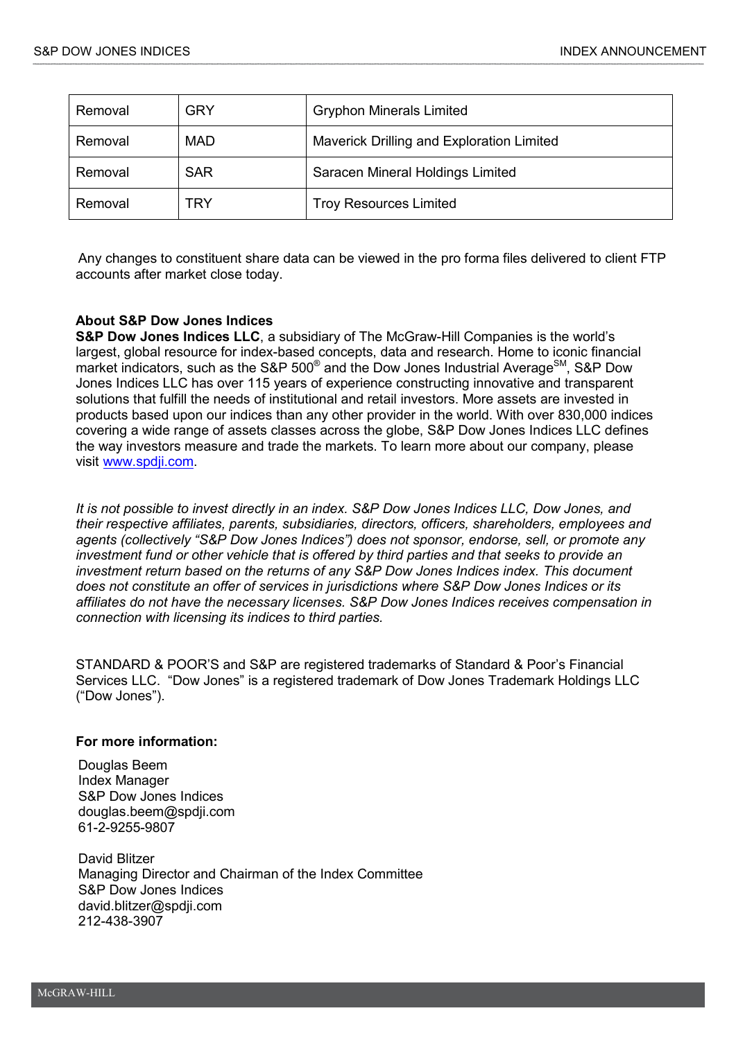| | | |
|---|---|---|
| Removal | GRY | Gryphon Minerals Limited |
| Removal | MAD | Maverick Drilling and Exploration Limited |
| Removal | SAR | Saracen Mineral Holdings Limited |
| Removal | TRY | Troy Resources Limited |

Any changes to constituent share data can be viewed in the pro forma files delivered to client FTP accounts after market close today.

**About S&P Dow Jones Indices**

**S&P Dow Jones Indices LLC**, a subsidiary of The McGraw-Hill Companies is the world's largest, global resource for index-based concepts, data and research. Home to iconic financial market indicators, such as the S&P 500® and the Dow Jones Industrial Average℠, S&P Dow Jones Indices LLC has over 115 years of experience constructing innovative and transparent solutions that fulfill the needs of institutional and retail investors. More assets are invested in products based upon our indices than any other provider in the world. With over 830,000 indices covering a wide range of assets classes across the globe, S&P Dow Jones Indices LLC defines the way investors measure and trade the markets. To learn more about our company, please visit www.spdji.com.

*It is not possible to invest directly in an index. S&P Dow Jones Indices LLC, Dow Jones, and their respective affiliates, parents, subsidiaries, directors, officers, shareholders, employees and agents (collectively "S&P Dow Jones Indices") does not sponsor, endorse, sell, or promote any investment fund or other vehicle that is offered by third parties and that seeks to provide an investment return based on the returns of any S&P Dow Jones Indices index. This document does not constitute an offer of services in jurisdictions where S&P Dow Jones Indices or its affiliates do not have the necessary licenses. S&P Dow Jones Indices receives compensation in connection with licensing its indices to third parties.*

STANDARD & POOR'S and S&P are registered trademarks of Standard & Poor's Financial Services LLC. "Dow Jones" is a registered trademark of Dow Jones Trademark Holdings LLC ("Dow Jones").

**For more information:**

Douglas Beem
Index Manager
S&P Dow Jones Indices
douglas.beem@spdji.com
61-2-9255-9807

David Blitzer
Managing Director and Chairman of the Index Committee
S&P Dow Jones Indices
david.blitzer@spdji.com
212-438-3907